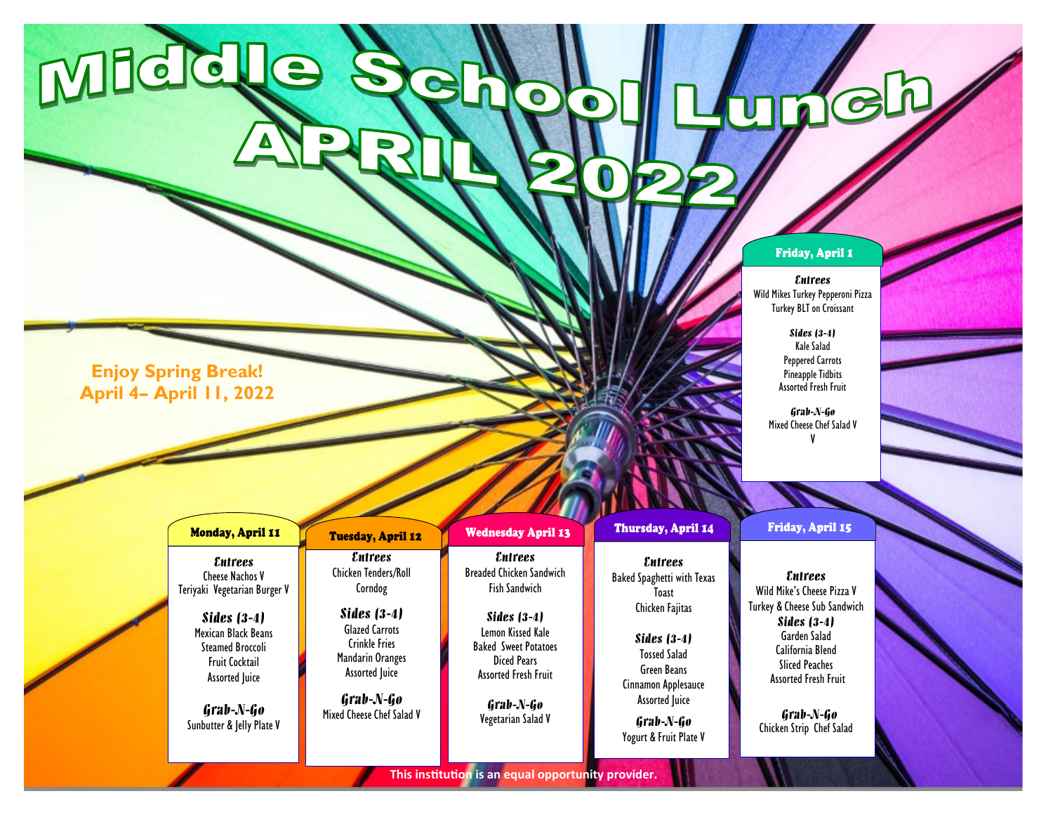# Middle School Lunch APRIL 2022

**Enjoy Spring Break! April 4– April 11, 2022**

## Friday, April 1

***Entrees***
Wild Mikes Turkey Pepperoni Pizza
Turkey BLT on Croissant

***Sides (3-4)***
Kale Salad
Peppered Carrots
Pineapple Tidbits
Assorted Fresh Fruit

***Grab-N-Go***
Mixed Cheese Chef Salad V
V

## Monday, April 11

***Entrees***
Cheese Nachos V
Teriyaki Vegetarian Burger V

***Sides (3-4)***
Mexican Black Beans
Steamed Broccoli
Fruit Cocktail
Assorted Juice

***Grab-N-Go***
Sunbutter & Jelly Plate V

## Tuesday, April 12

***Entrees***
Chicken Tenders/Roll
Corndog

***Sides (3-4)***
Glazed Carrots
Crinkle Fries
Mandarin Oranges
Assorted Juice

***Grab-N-Go***
Mixed Cheese Chef Salad V

## Wednesday April 13

***Entrees***
Breaded Chicken Sandwich
Fish Sandwich

***Sides (3-4)***
Lemon Kissed Kale
Baked Sweet Potatoes
Diced Pears
Assorted Fresh Fruit

***Grab-N-Go***
Vegetarian Salad V

## Thursday, April 14

***Entrees***
Baked Spaghetti with Texas Toast
Chicken Fajitas

***Sides (3-4)***
Tossed Salad
Green Beans
Cinnamon Applesauce
Assorted Juice

***Grab-N-Go***
Yogurt & Fruit Plate V

## Friday, April 15

***Entrees***
Wild Mike's Cheese Pizza V
Turkey & Cheese Sub Sandwich

***Sides (3-4)***
Garden Salad
California Blend
Sliced Peaches
Assorted Fresh Fruit

***Grab-N-Go***
Chicken Strip Chef Salad

**This institution is an equal opportunity provider.**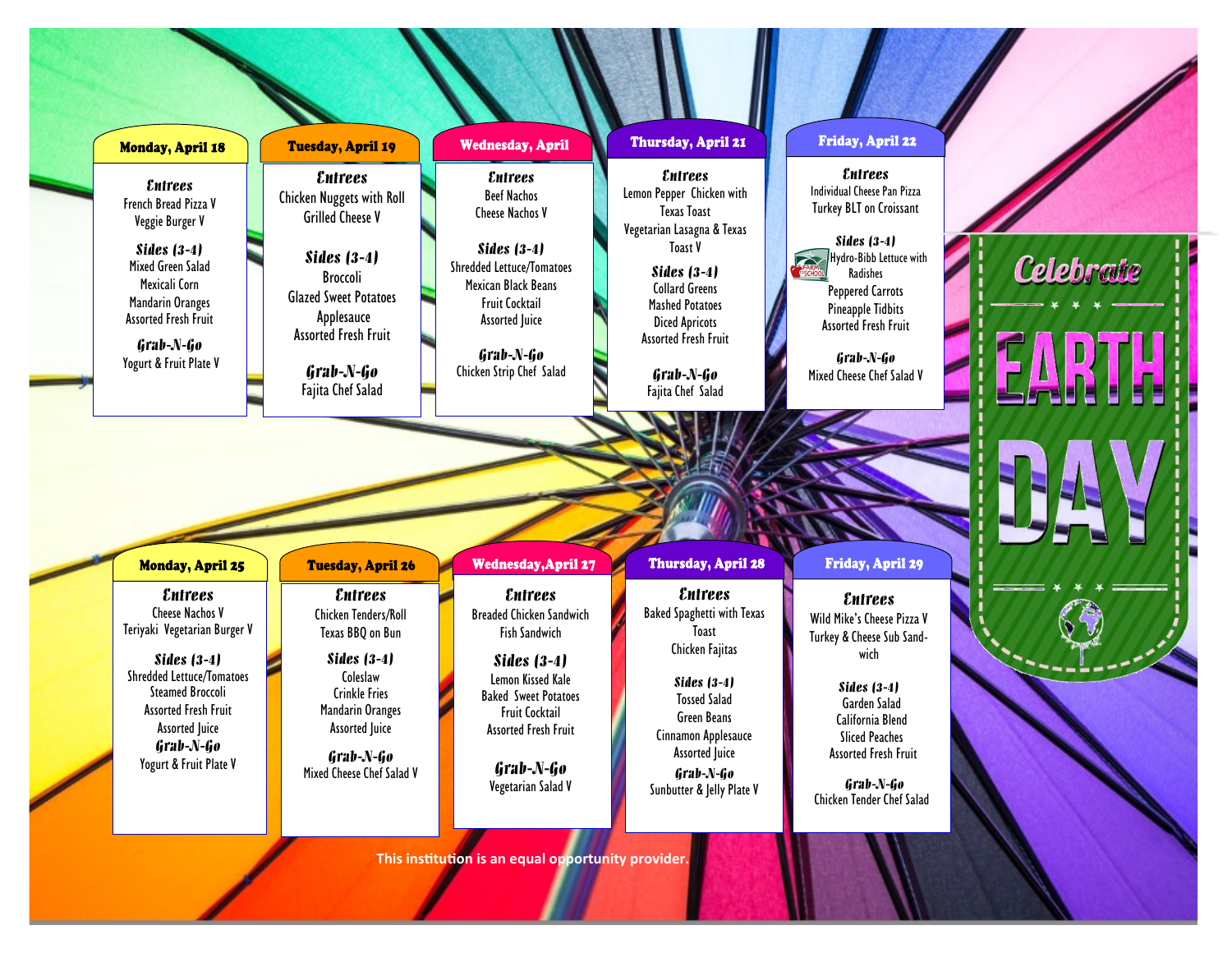## Monday, April 18

**Entrees**
French Bread Pizza V
Veggie Burger V

**Sides (3-4)**
Mixed Green Salad
Mexicali Corn
Mandarin Oranges
Assorted Fresh Fruit

**Grab-N-Go**
Yogurt & Fruit Plate V

## Tuesday, April 19

**Entrees**
Chicken Nuggets with Roll
Grilled Cheese V

**Sides (3-4)**
Broccoli
Glazed Sweet Potatoes
Applesauce
Assorted Fresh Fruit

**Grab-N-Go**
Fajita Chef Salad

## Wednesday, April

**Entrees**
Beef Nachos
Cheese Nachos V

**Sides (3-4)**
Shredded Lettuce/Tomatoes
Mexican Black Beans
Fruit Cocktail
Assorted Juice

**Grab-N-Go**
Chicken Strip Chef Salad

## Thursday, April 21

**Entrees**
Lemon Pepper Chicken with Texas Toast
Vegetarian Lasagna & Texas Toast V

**Sides (3-4)**
Collard Greens
Mashed Potatoes
Diced Apricots
Assorted Fresh Fruit

**Grab-N-Go**
Fajita Chef Salad

## Friday, April 22

**Entrees**
Individual Cheese Pan Pizza
Turkey BLT on Croissant

**Sides (3-4)**
Hydro-Bibb Lettuce with Radishes
Peppered Carrots
Pineapple Tidbits
Assorted Fresh Fruit

**Grab-N-Go**
Mixed Cheese Chef Salad V

## Celebrate EARTH DAY

## Monday, April 25

**Entrees**
Cheese Nachos V
Teriyaki Vegetarian Burger V

**Sides (3-4)**
Shredded Lettuce/Tomatoes
Steamed Broccoli
Assorted Fresh Fruit
Assorted Juice

**Grab-N-Go**
Yogurt & Fruit Plate V

## Tuesday, April 26

**Entrees**
Chicken Tenders/Roll
Texas BBQ on Bun

**Sides (3-4)**
Coleslaw
Crinkle Fries
Mandarin Oranges
Assorted Juice

**Grab-N-Go**
Mixed Cheese Chef Salad V

## Wednesday, April 27

**Entrees**
Breaded Chicken Sandwich
Fish Sandwich

**Sides (3-4)**
Lemon Kissed Kale
Baked Sweet Potatoes
Fruit Cocktail
Assorted Fresh Fruit

**Grab-N-Go**
Vegetarian Salad V

## Thursday, April 28

**Entrees**
Baked Spaghetti with Texas Toast
Chicken Fajitas

**Sides (3-4)**
Tossed Salad
Green Beans
Cinnamon Applesauce
Assorted Juice

**Grab-N-Go**
Sunbutter & Jelly Plate V

## Friday, April 29

**Entrees**
Wild Mike's Cheese Pizza V
Turkey & Cheese Sub Sandwich

**Sides (3-4)**
Garden Salad
California Blend
Sliced Peaches
Assorted Fresh Fruit

**Grab-N-Go**
Chicken Tender Chef Salad

**This institution is an equal opportunity provider.**